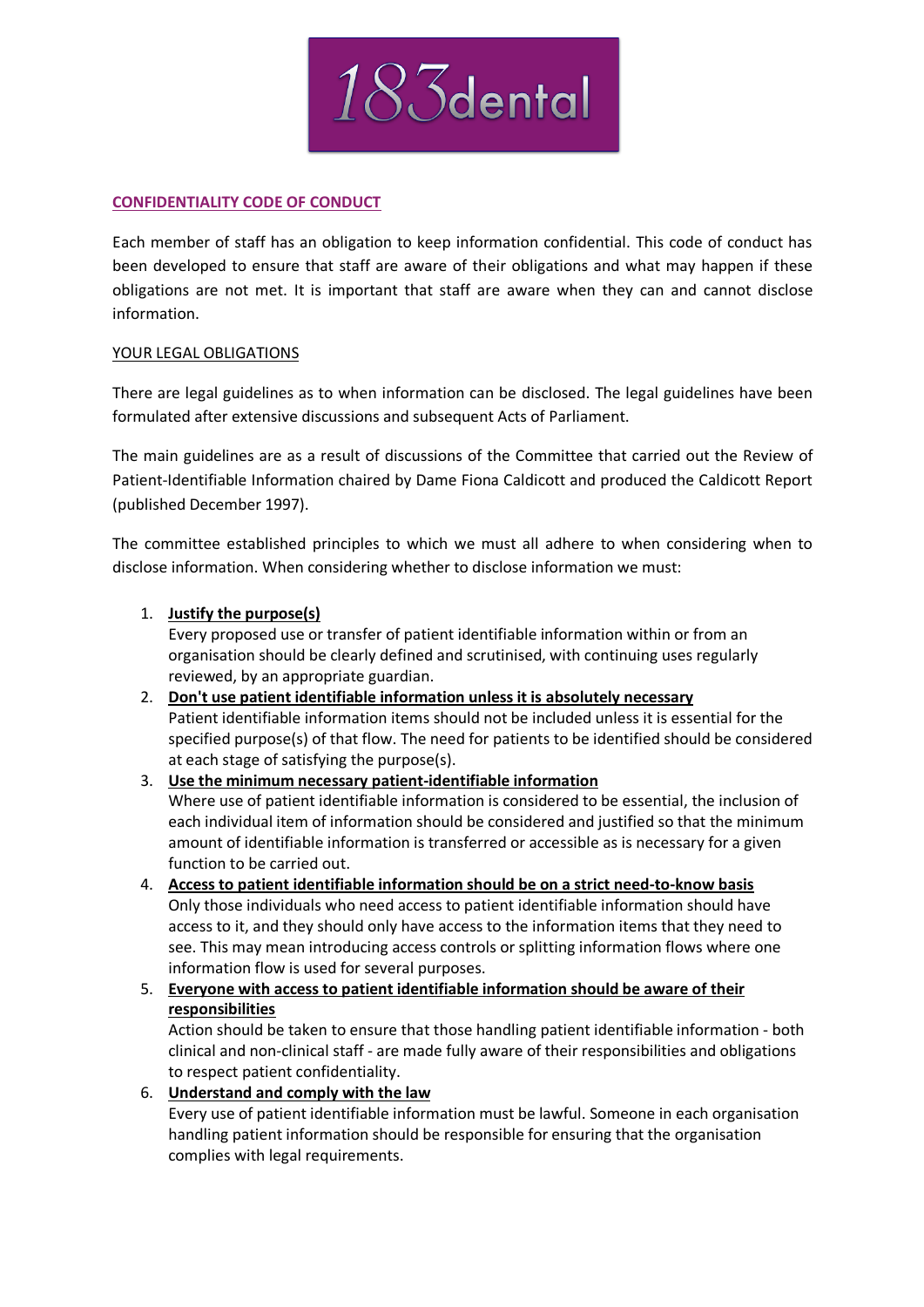183dental

## CONFIDENTIALITY CODE OF CONDUCT

Each member of staff has an obligation to keep information confidential. This code of conduct has been developed to ensure that staff are aware of their obligations and what may happen if these obligations are not met. It is important that staff are aware when they can and cannot disclose information.

### YOUR LEGAL OBLIGATIONS

There are legal guidelines as to when information can be disclosed. The legal guidelines have been formulated after extensive discussions and subsequent Acts of Parliament.

The main guidelines are as a result of discussions of the Committee that carried out the Review of Patient-Identifiable Information chaired by Dame Fiona Caldicott and produced the Caldicott Report (published December 1997).

The committee established principles to which we must all adhere to when considering when to disclose information. When considering whether to disclose information we must:

1. **Justify the purpose(s)**
   Every proposed use or transfer of patient identifiable information within or from an organisation should be clearly defined and scrutinised, with continuing uses regularly reviewed, by an appropriate guardian.
2. **Don't use patient identifiable information unless it is absolutely necessary**
   Patient identifiable information items should not be included unless it is essential for the specified purpose(s) of that flow. The need for patients to be identified should be considered at each stage of satisfying the purpose(s).
3. **Use the minimum necessary patient-identifiable information**
   Where use of patient identifiable information is considered to be essential, the inclusion of each individual item of information should be considered and justified so that the minimum amount of identifiable information is transferred or accessible as is necessary for a given function to be carried out.
4. **Access to patient identifiable information should be on a strict need-to-know basis**
   Only those individuals who need access to patient identifiable information should have access to it, and they should only have access to the information items that they need to see. This may mean introducing access controls or splitting information flows where one information flow is used for several purposes.
5. **Everyone with access to patient identifiable information should be aware of their responsibilities**
   Action should be taken to ensure that those handling patient identifiable information - both clinical and non-clinical staff - are made fully aware of their responsibilities and obligations to respect patient confidentiality.
6. **Understand and comply with the law**
   Every use of patient identifiable information must be lawful. Someone in each organisation handling patient information should be responsible for ensuring that the organisation complies with legal requirements.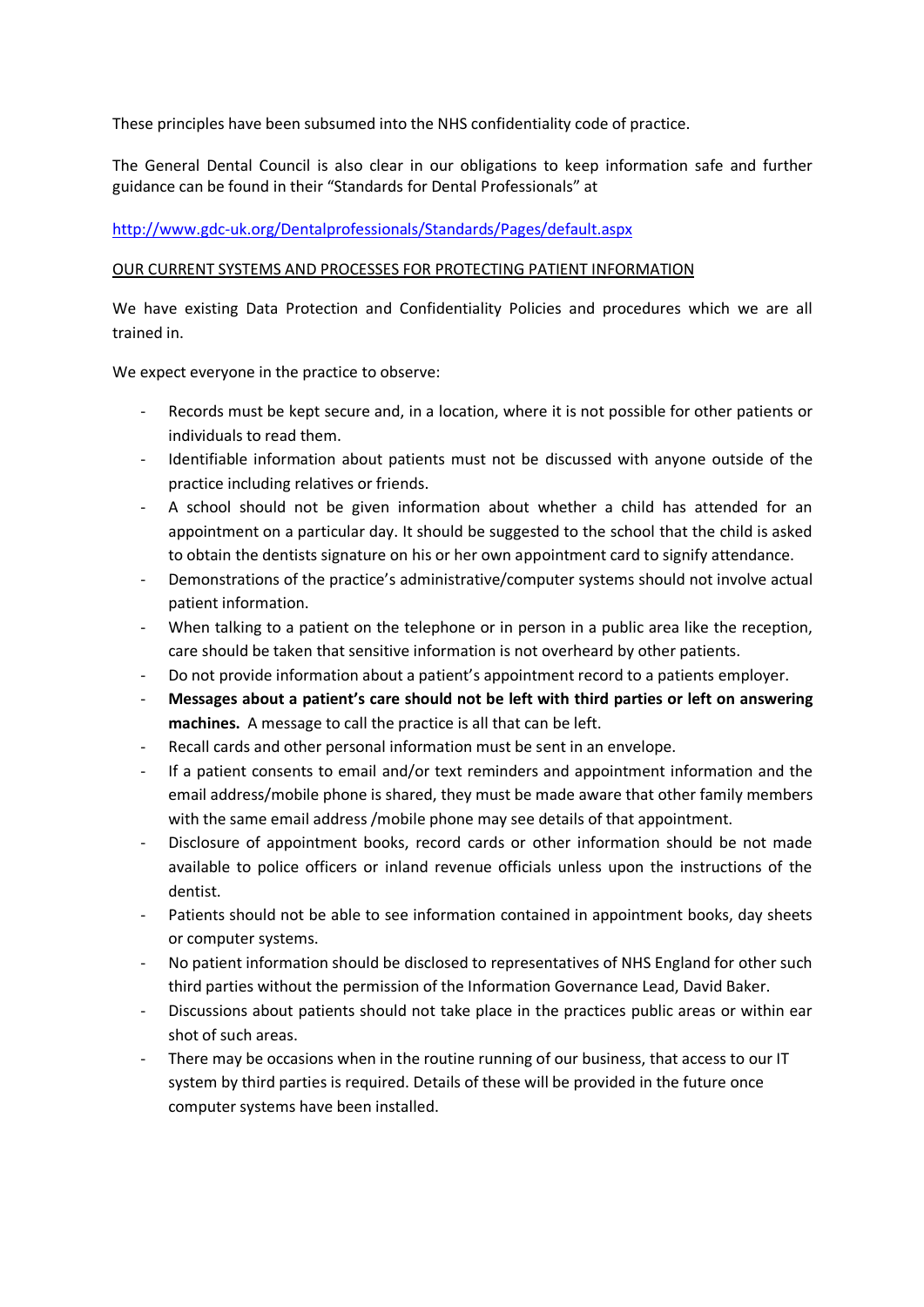These principles have been subsumed into the NHS confidentiality code of practice.

The General Dental Council is also clear in our obligations to keep information safe and further guidance can be found in their "Standards for Dental Professionals" at

http://www.gdc-uk.org/Dentalprofessionals/Standards/Pages/default.aspx

<u>OUR CURRENT SYSTEMS AND PROCESSES FOR PROTECTING PATIENT INFORMATION</u>

We have existing Data Protection and Confidentiality Policies and procedures which we are all trained in.

We expect everyone in the practice to observe:

- Records must be kept secure and, in a location, where it is not possible for other patients or individuals to read them.
- Identifiable information about patients must not be discussed with anyone outside of the practice including relatives or friends.
- A school should not be given information about whether a child has attended for an appointment on a particular day. It should be suggested to the school that the child is asked to obtain the dentists signature on his or her own appointment card to signify attendance.
- Demonstrations of the practice's administrative/computer systems should not involve actual patient information.
- When talking to a patient on the telephone or in person in a public area like the reception, care should be taken that sensitive information is not overheard by other patients.
- Do not provide information about a patient's appointment record to a patients employer.
- **Messages about a patient's care should not be left with third parties or left on answering machines.** A message to call the practice is all that can be left.
- Recall cards and other personal information must be sent in an envelope.
- If a patient consents to email and/or text reminders and appointment information and the email address/mobile phone is shared, they must be made aware that other family members with the same email address /mobile phone may see details of that appointment.
- Disclosure of appointment books, record cards or other information should be not made available to police officers or inland revenue officials unless upon the instructions of the dentist.
- Patients should not be able to see information contained in appointment books, day sheets or computer systems.
- No patient information should be disclosed to representatives of NHS England for other such third parties without the permission of the Information Governance Lead, David Baker.
- Discussions about patients should not take place in the practices public areas or within ear shot of such areas.
- There may be occasions when in the routine running of our business, that access to our IT system by third parties is required. Details of these will be provided in the future once computer systems have been installed.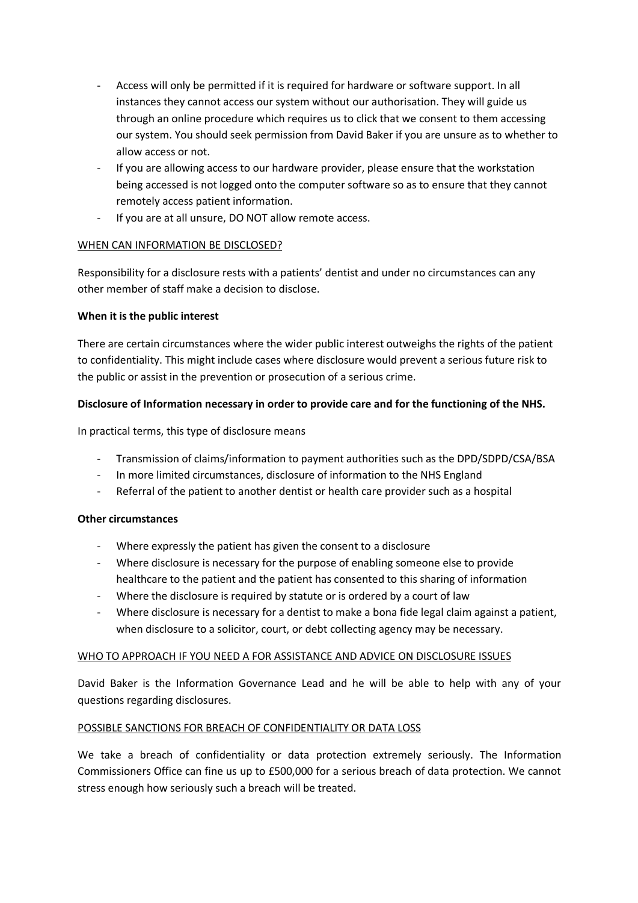- Access will only be permitted if it is required for hardware or software support. In all instances they cannot access our system without our authorisation. They will guide us through an online procedure which requires us to click that we consent to them accessing our system. You should seek permission from David Baker if you are unsure as to whether to allow access or not.
- If you are allowing access to our hardware provider, please ensure that the workstation being accessed is not logged onto the computer software so as to ensure that they cannot remotely access patient information.
- If you are at all unsure, DO NOT allow remote access.

## WHEN CAN INFORMATION BE DISCLOSED?

Responsibility for a disclosure rests with a patients' dentist and under no circumstances can any other member of staff make a decision to disclose.

**When it is the public interest**

There are certain circumstances where the wider public interest outweighs the rights of the patient to confidentiality. This might include cases where disclosure would prevent a serious future risk to the public or assist in the prevention or prosecution of a serious crime.

**Disclosure of Information necessary in order to provide care and for the functioning of the NHS.**

In practical terms, this type of disclosure means

- Transmission of claims/information to payment authorities such as the DPD/SDPD/CSA/BSA
- In more limited circumstances, disclosure of information to the NHS England
- Referral of the patient to another dentist or health care provider such as a hospital

**Other circumstances**

- Where expressly the patient has given the consent to a disclosure
- Where disclosure is necessary for the purpose of enabling someone else to provide healthcare to the patient and the patient has consented to this sharing of information
- Where the disclosure is required by statute or is ordered by a court of law
- Where disclosure is necessary for a dentist to make a bona fide legal claim against a patient, when disclosure to a solicitor, court, or debt collecting agency may be necessary.

## WHO TO APPROACH IF YOU NEED A FOR ASSISTANCE AND ADVICE ON DISCLOSURE ISSUES

David Baker is the Information Governance Lead and he will be able to help with any of your questions regarding disclosures.

## POSSIBLE SANCTIONS FOR BREACH OF CONFIDENTIALITY OR DATA LOSS

We take a breach of confidentiality or data protection extremely seriously. The Information Commissioners Office can fine us up to £500,000 for a serious breach of data protection. We cannot stress enough how seriously such a breach will be treated.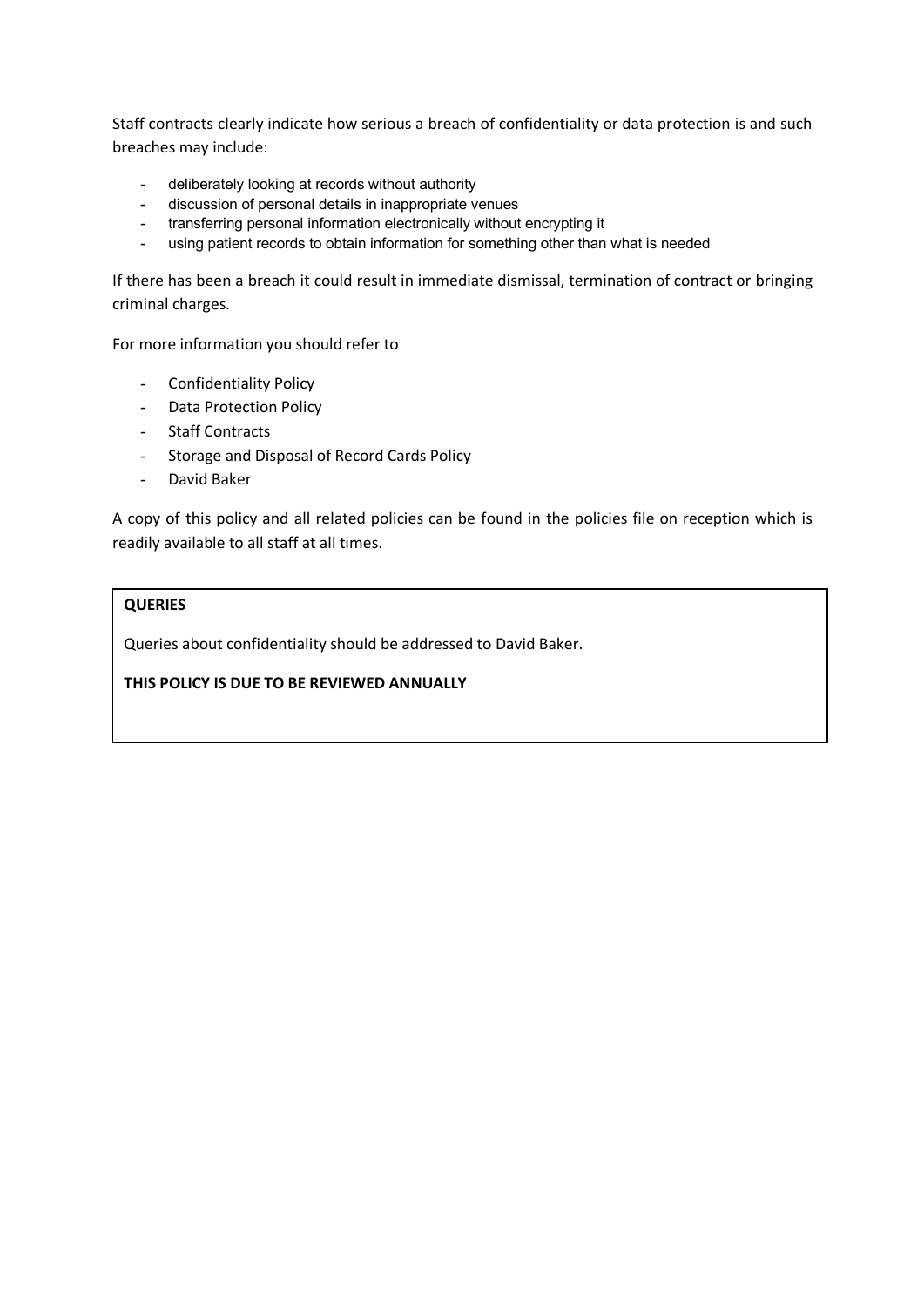Staff contracts clearly indicate how serious a breach of confidentiality or data protection is and such breaches may include:

- deliberately looking at records without authority
- discussion of personal details in inappropriate venues
- transferring personal information electronically without encrypting it
- using patient records to obtain information for something other than what is needed

If there has been a breach it could result in immediate dismissal, termination of contract or bringing criminal charges.

For more information you should refer to

- Confidentiality Policy
- Data Protection Policy
- Staff Contracts
- Storage and Disposal of Record Cards Policy
- David Baker

A copy of this policy and all related policies can be found in the policies file on reception which is readily available to all staff at all times.

**QUERIES**

Queries about confidentiality should be addressed to David Baker.

**THIS POLICY IS DUE TO BE REVIEWED ANNUALLY**